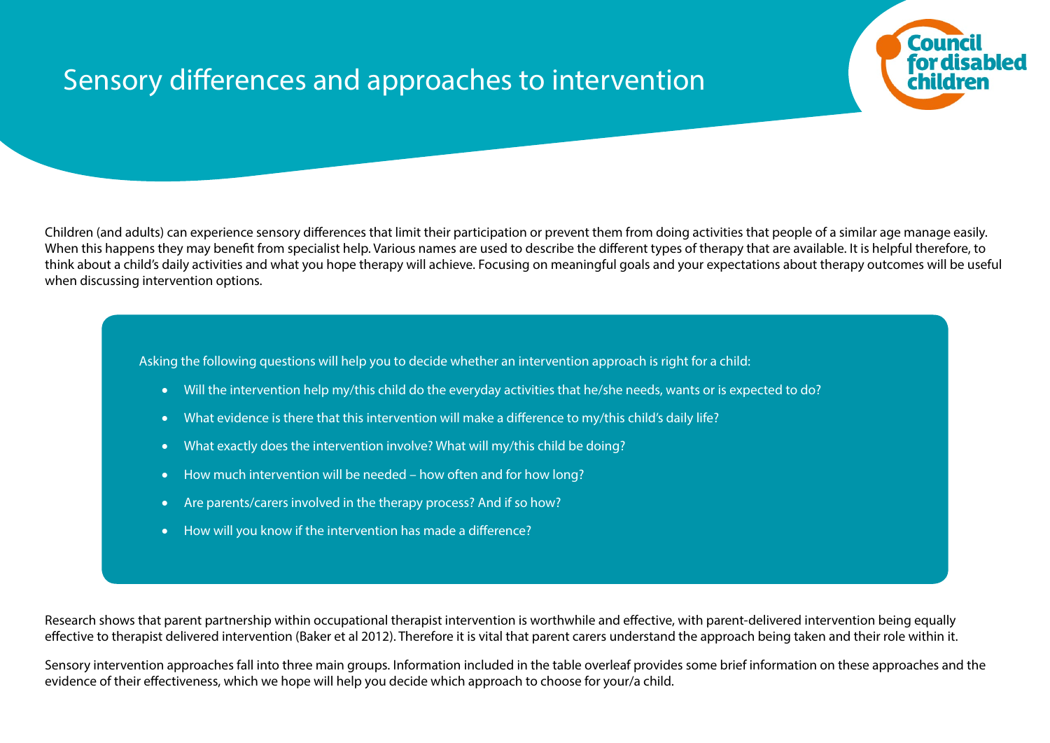# Sensory differences and approaches to intervention

Council for disabled children

Children (and adults) can experience sensory differences that limit their participation or prevent them from doing activities that people of a similar age manage easily. When this happens they may benefit from specialist help. Various names are used to describe the different types of therapy that are available. It is helpful therefore, to think about a child's daily activities and what you hope therapy will achieve. Focusing on meaningful goals and your expectations about therapy outcomes will be useful when discussing intervention options.

Asking the following questions will help you to decide whether an intervention approach is right for a child:

- Will the intervention help my/this child do the everyday activities that he/she needs, wants or is expected to do?
- What evidence is there that this intervention will make a difference to my/this child's daily life?
- What exactly does the intervention involve? What will my/this child be doing?
- How much intervention will be needed – how often and for how long?
- Are parents/carers involved in the therapy process? And if so how?
- How will you know if the intervention has made a difference?

Research shows that parent partnership within occupational therapist intervention is worthwhile and effective, with parent-delivered intervention being equally effective to therapist delivered intervention (Baker et al 2012). Therefore it is vital that parent carers understand the approach being taken and their role within it.

Sensory intervention approaches fall into three main groups. Information included in the table overleaf provides some brief information on these approaches and the evidence of their effectiveness, which we hope will help you decide which approach to choose for your/a child.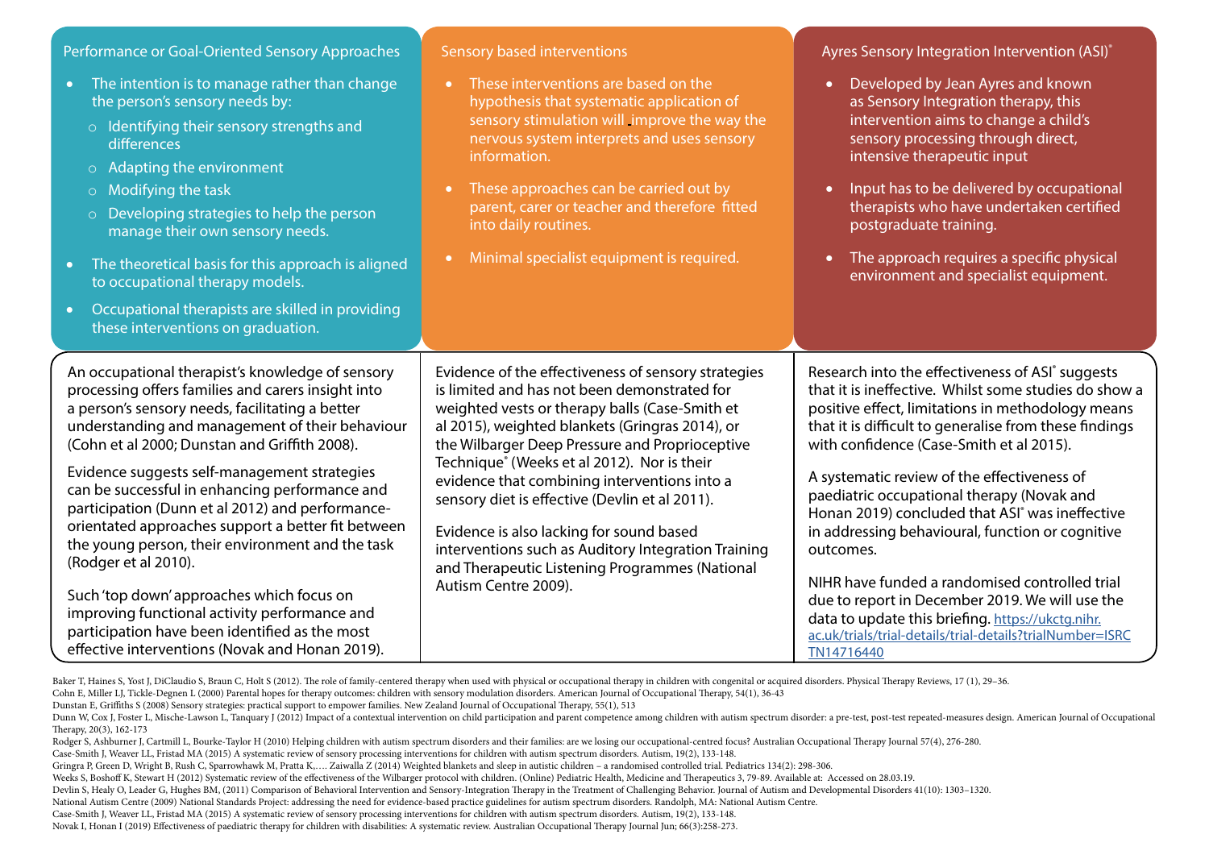## Performance or Goal-Oriented Sensory Approaches

- The intention is to manage rather than change the person's sensory needs by:
  - Identifying their sensory strengths and differences
  - Adapting the environment
  - Modifying the task
  - Developing strategies to help the person manage their own sensory needs.
- The theoretical basis for this approach is aligned to occupational therapy models.
- Occupational therapists are skilled in providing these interventions on graduation.

An occupational therapist's knowledge of sensory processing offers families and carers insight into a person's sensory needs, facilitating a better understanding and management of their behaviour (Cohn et al 2000; Dunstan and Griffith 2008).

Evidence suggests self-management strategies can be successful in enhancing performance and participation (Dunn et al 2012) and performance-orientated approaches support a better fit between the young person, their environment and the task (Rodger et al 2010).

Such 'top down' approaches which focus on improving functional activity performance and participation have been identified as the most effective interventions (Novak and Honan 2019).

## Sensory based interventions

- These interventions are based on the hypothesis that systematic application of sensory stimulation will improve the way the nervous system interprets and uses sensory information.
- These approaches can be carried out by parent, carer or teacher and therefore fitted into daily routines.
- Minimal specialist equipment is required.

Evidence of the effectiveness of sensory strategies is limited and has not been demonstrated for weighted vests or therapy balls (Case-Smith et al 2015), weighted blankets (Gringras 2014), or the Wilbarger Deep Pressure and Proprioceptive Technique® (Weeks et al 2012). Nor is their evidence that combining interventions into a sensory diet is effective (Devlin et al 2011).

Evidence is also lacking for sound based interventions such as Auditory Integration Training and Therapeutic Listening Programmes (National Autism Centre 2009).

## Ayres Sensory Integration Intervention (ASI)®

- Developed by Jean Ayres and known as Sensory Integration therapy, this intervention aims to change a child's sensory processing through direct, intensive therapeutic input
- Input has to be delivered by occupational therapists who have undertaken certified postgraduate training.
- The approach requires a specific physical environment and specialist equipment.

Research into the effectiveness of ASI® suggests that it is ineffective. Whilst some studies do show a positive effect, limitations in methodology means that it is difficult to generalise from these findings with confidence (Case-Smith et al 2015).

A systematic review of the effectiveness of paediatric occupational therapy (Novak and Honan 2019) concluded that ASI® was ineffective in addressing behavioural, function or cognitive outcomes.

NIHR have funded a randomised controlled trial due to report in December 2019. We will use the data to update this briefing. https://ukctg.nihr.ac.uk/trials/trial-details/trial-details?trialNumber=ISRCTN14716440

---

Baker T, Haines S, Yost J, DiClaudio S, Braun C, Holt S (2012). The role of family-centered therapy when used with physical or occupational therapy in children with congenital or acquired disorders. Physical Therapy Reviews, 17 (1), 29–36.

Cohn E, Miller LJ, Tickle-Degnen L (2000) Parental hopes for therapy outcomes: children with sensory modulation disorders. American Journal of Occupational Therapy, 54(1), 36-43

Dunstan E, Griffiths S (2008) Sensory strategies: practical support to empower families. New Zealand Journal of Occupational Therapy, 55(1), 513

Dunn W, Cox J, Foster L, Mische-Lawson L, Tanquary J (2012) Impact of a contextual intervention on child participation and parent competence among children with autism spectrum disorder: a pre-test, post-test repeated-measures design. American Journal of Occupational Therapy, 20(3), 162-173

Rodger S, Ashburner J, Cartmill L, Bourke-Taylor H (2010) Helping children with autism spectrum disorders and their families: are we losing our occupational-centred focus? Australian Occupational Therapy Journal 57(4), 276-280.

Case-Smith J, Weaver LL, Fristad MA (2015) A systematic review of sensory processing interventions for children with autism spectrum disorders. Autism, 19(2), 133-148.

Gringra P, Green D, Wright B, Rush C, Sparrowhawk M, Pratta K,…. Zaiwalla Z (2014) Weighted blankets and sleep in autistic children – a randomised controlled trial. Pediatrics 134(2): 298-306.

Weeks S, Boshoff K, Stewart H (2012) Systematic review of the effectiveness of the Wilbarger protocol with children. (Online) Pediatric Health, Medicine and Therapeutics 3, 79-89. Available at: Accessed on 28.03.19.

Devlin S, Healy O, Leader G, Hughes BM, (2011) Comparison of Behavioral Intervention and Sensory-Integration Therapy in the Treatment of Challenging Behavior. Journal of Autism and Developmental Disorders 41(10): 1303–1320.

National Autism Centre (2009) National Standards Project: addressing the need for evidence-based practice guidelines for autism spectrum disorders. Randolph, MA: National Autism Centre.

Case-Smith J, Weaver LL, Fristad MA (2015) A systematic review of sensory processing interventions for children with autism spectrum disorders. Autism, 19(2), 133-148.

Novak I, Honan I (2019) Effectiveness of paediatric therapy for children with disabilities: A systematic review. Australian Occupational Therapy Journal Jun; 66(3):258-273.